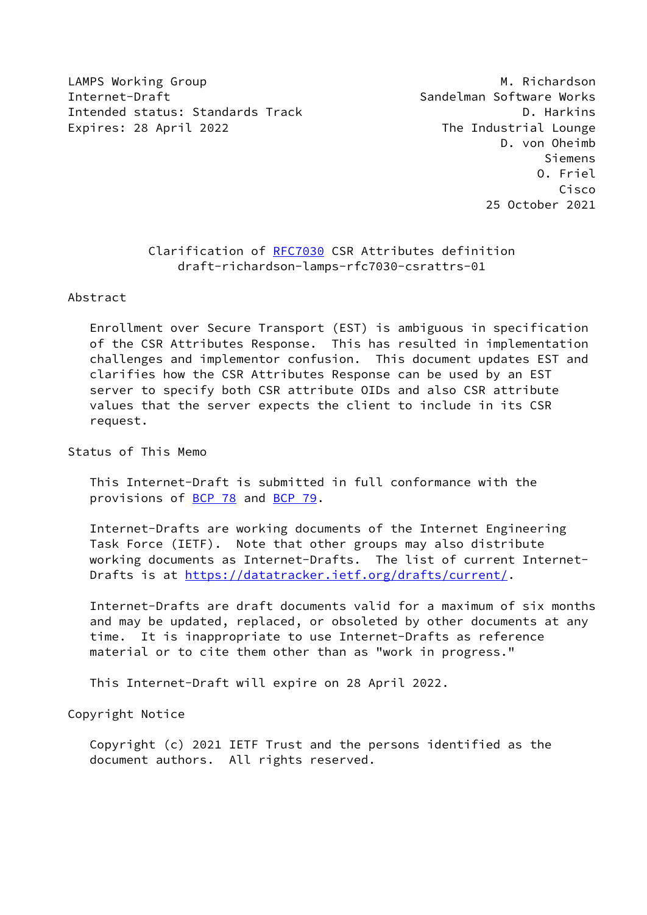LAMPS Working Group M. Richardson
Internet-Draft Sandelman Software Works
Intended status: Standards Track D. Harkins
Expires: 28 April 2022 The Industrial Lounge
D. von Oheimb
Siemens
O. Friel
Cisco
25 October 2021

# Clarification of RFC7030 CSR Attributes definition
draft-richardson-lamps-rfc7030-csrattrs-01

## Abstract

Enrollment over Secure Transport (EST) is ambiguous in specification of the CSR Attributes Response. This has resulted in implementation challenges and implementor confusion. This document updates EST and clarifies how the CSR Attributes Response can be used by an EST server to specify both CSR attribute OIDs and also CSR attribute values that the server expects the client to include in its CSR request.

## Status of This Memo

This Internet-Draft is submitted in full conformance with the provisions of BCP 78 and BCP 79.

Internet-Drafts are working documents of the Internet Engineering Task Force (IETF). Note that other groups may also distribute working documents as Internet-Drafts. The list of current Internet-Drafts is at https://datatracker.ietf.org/drafts/current/.

Internet-Drafts are draft documents valid for a maximum of six months and may be updated, replaced, or obsoleted by other documents at any time. It is inappropriate to use Internet-Drafts as reference material or to cite them other than as "work in progress."

This Internet-Draft will expire on 28 April 2022.

## Copyright Notice

Copyright (c) 2021 IETF Trust and the persons identified as the document authors. All rights reserved.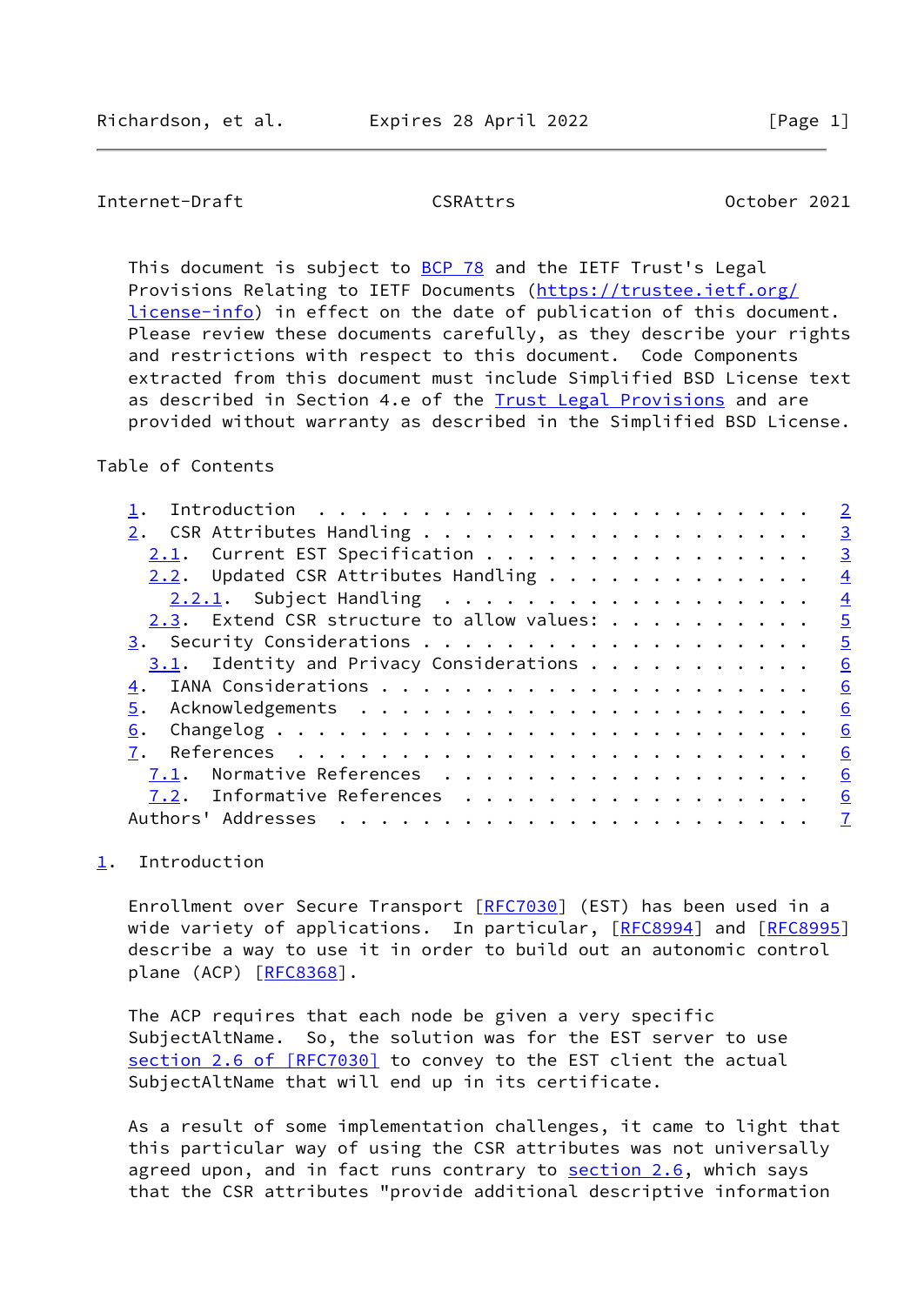This document is subject to BCP 78 and the IETF Trust's Legal Provisions Relating to IETF Documents (https://trustee.ietf.org/license-info) in effect on the date of publication of this document. Please review these documents carefully, as they describe your rights and restrictions with respect to this document. Code Components extracted from this document must include Simplified BSD License text as described in Section 4.e of the Trust Legal Provisions and are provided without warranty as described in the Simplified BSD License.

Table of Contents

- 1. Introduction . . . . . . . . . . . . . . . . . . . . . . . . 2
- 2. CSR Attributes Handling . . . . . . . . . . . . . . . . . . . 3
  - 2.1. Current EST Specification . . . . . . . . . . . . . . . . 3
  - 2.2. Updated CSR Attributes Handling . . . . . . . . . . . . . 4
    - 2.2.1. Subject Handling . . . . . . . . . . . . . . . . . . 4
  - 2.3. Extend CSR structure to allow values: . . . . . . . . . . 5
- 3. Security Considerations . . . . . . . . . . . . . . . . . . . 5
  - 3.1. Identity and Privacy Considerations . . . . . . . . . . . 6
- 4. IANA Considerations . . . . . . . . . . . . . . . . . . . . . 6
- 5. Acknowledgements . . . . . . . . . . . . . . . . . . . . . . 6
- 6. Changelog . . . . . . . . . . . . . . . . . . . . . . . . . . 6
- 7. References . . . . . . . . . . . . . . . . . . . . . . . . . 6
  - 7.1. Normative References . . . . . . . . . . . . . . . . . . 6
  - 7.2. Informative References . . . . . . . . . . . . . . . . . 6
- Authors' Addresses . . . . . . . . . . . . . . . . . . . . . . . 7

# 1. Introduction

Enrollment over Secure Transport [RFC7030] (EST) has been used in a wide variety of applications. In particular, [RFC8994] and [RFC8995] describe a way to use it in order to build out an autonomic control plane (ACP) [RFC8368].

The ACP requires that each node be given a very specific SubjectAltName. So, the solution was for the EST server to use section 2.6 of [RFC7030] to convey to the EST client the actual SubjectAltName that will end up in its certificate.

As a result of some implementation challenges, it came to light that this particular way of using the CSR attributes was not universally agreed upon, and in fact runs contrary to section 2.6, which says that the CSR attributes "provide additional descriptive information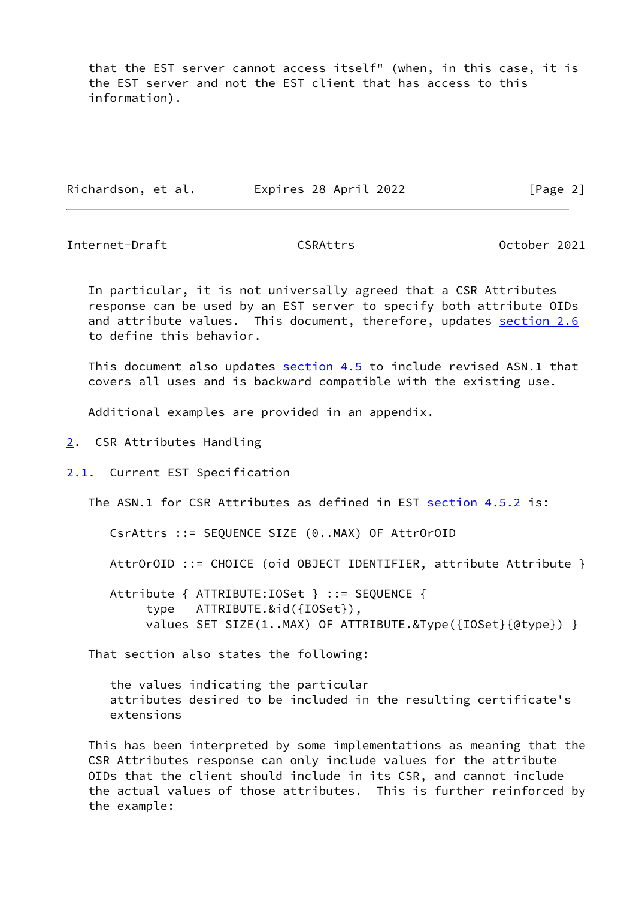that the EST server cannot access itself" (when, in this case, it is the EST server and not the EST client that has access to this information).

In particular, it is not universally agreed that a CSR Attributes response can be used by an EST server to specify both attribute OIDs and attribute values. This document, therefore, updates section 2.6 to define this behavior.

This document also updates section 4.5 to include revised ASN.1 that covers all uses and is backward compatible with the existing use.

Additional examples are provided in an appendix.

## 2. CSR Attributes Handling

### 2.1. Current EST Specification

The ASN.1 for CSR Attributes as defined in EST section 4.5.2 is:

```
CsrAttrs ::= SEQUENCE SIZE (0..MAX) OF AttrOrOID

AttrOrOID ::= CHOICE (oid OBJECT IDENTIFIER, attribute Attribute }

Attribute { ATTRIBUTE:IOSet } ::= SEQUENCE {
     type   ATTRIBUTE.&id({IOSet}),
     values SET SIZE(1..MAX) OF ATTRIBUTE.&Type({IOSet}{@type}) }
```

That section also states the following:

> the values indicating the particular
> attributes desired to be included in the resulting certificate's
> extensions

This has been interpreted by some implementations as meaning that the CSR Attributes response can only include values for the attribute OIDs that the client should include in its CSR, and cannot include the actual values of those attributes. This is further reinforced by the example: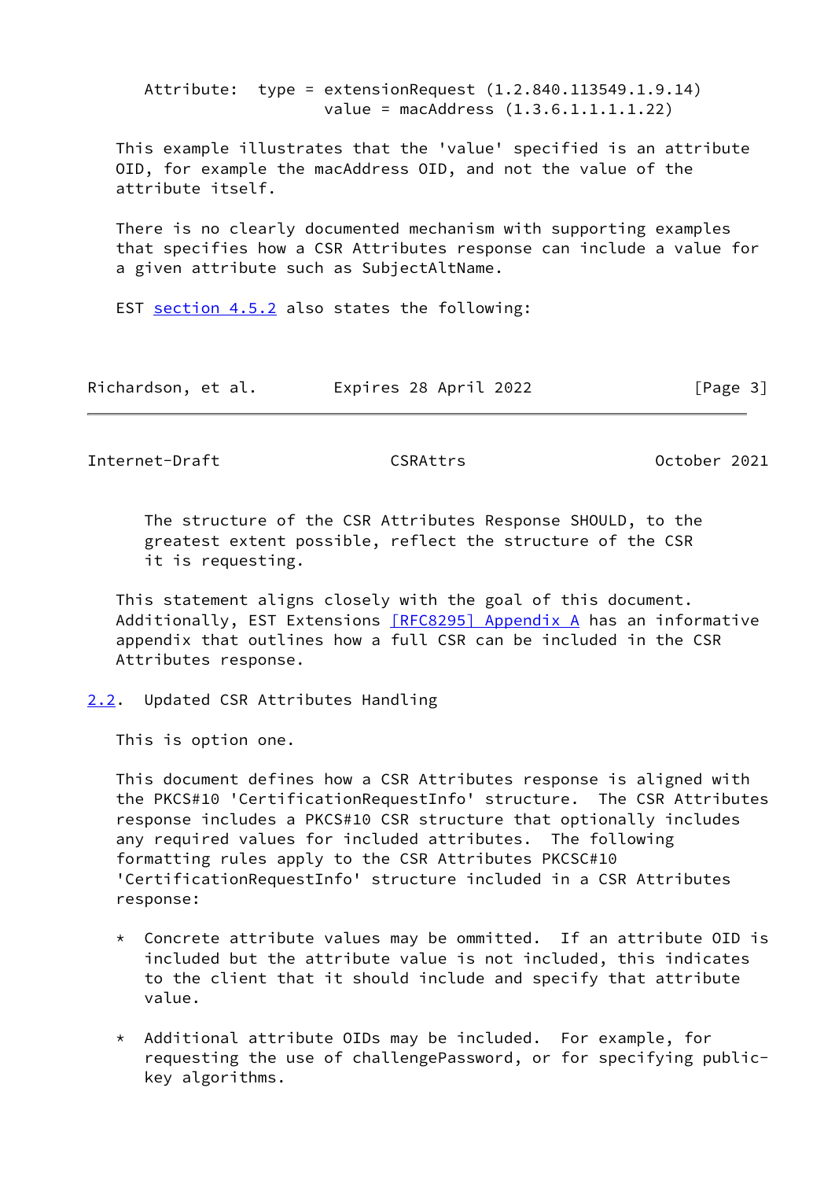```
Attribute:  type = extensionRequest (1.2.840.113549.1.9.14)
            value = macAddress (1.3.6.1.1.1.1.22)
```

This example illustrates that the 'value' specified is an attribute OID, for example the macAddress OID, and not the value of the attribute itself.

There is no clearly documented mechanism with supporting examples that specifies how a CSR Attributes response can include a value for a given attribute such as SubjectAltName.

EST section 4.5.2 also states the following:

> The structure of the CSR Attributes Response SHOULD, to the greatest extent possible, reflect the structure of the CSR it is requesting.

This statement aligns closely with the goal of this document. Additionally, EST Extensions [RFC8295] Appendix A has an informative appendix that outlines how a full CSR can be included in the CSR Attributes response.

## 2.2. Updated CSR Attributes Handling

This is option one.

This document defines how a CSR Attributes response is aligned with the PKCS#10 'CertificationRequestInfo' structure. The CSR Attributes response includes a PKCS#10 CSR structure that optionally includes any required values for included attributes. The following formatting rules apply to the CSR Attributes PKCSC#10 'CertificationRequestInfo' structure included in a CSR Attributes response:

* Concrete attribute values may be ommitted. If an attribute OID is included but the attribute value is not included, this indicates to the client that it should include and specify that attribute value.

* Additional attribute OIDs may be included. For example, for requesting the use of challengePassword, or for specifying public-key algorithms.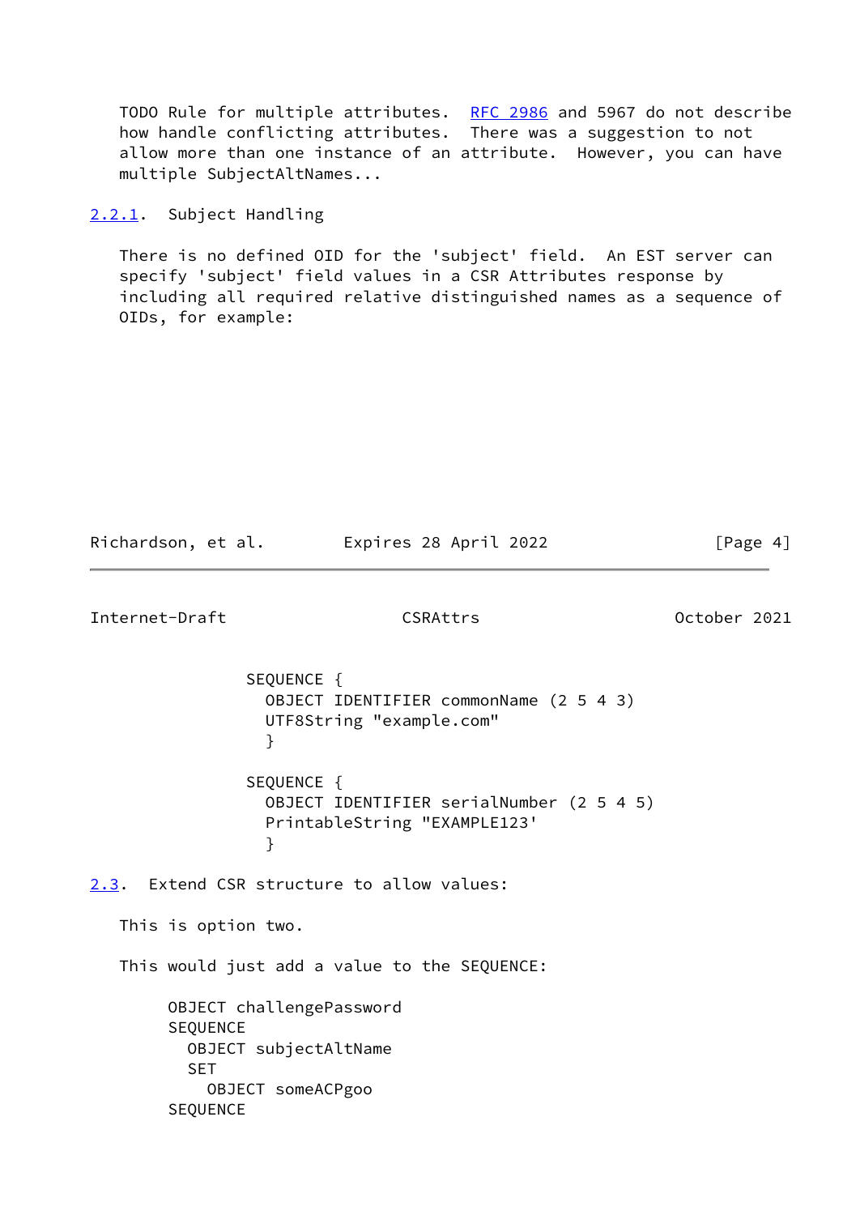TODO Rule for multiple attributes. RFC 2986 and 5967 do not describe how handle conflicting attributes. There was a suggestion to not allow more than one instance of an attribute. However, you can have multiple SubjectAltNames...

### 2.2.1. Subject Handling

There is no defined OID for the 'subject' field. An EST server can specify 'subject' field values in a CSR Attributes response by including all required relative distinguished names as a sequence of OIDs, for example:

```
SEQUENCE {
  OBJECT IDENTIFIER commonName (2 5 4 3)
  UTF8String "example.com"
  }

SEQUENCE {
  OBJECT IDENTIFIER serialNumber (2 5 4 5)
  PrintableString "EXAMPLE123'
  }
```

## 2.3. Extend CSR structure to allow values:

This is option two.

This would just add a value to the SEQUENCE:

```
OBJECT challengePassword
SEQUENCE
  OBJECT subjectAltName
  SET
    OBJECT someACPgoo
SEQUENCE
```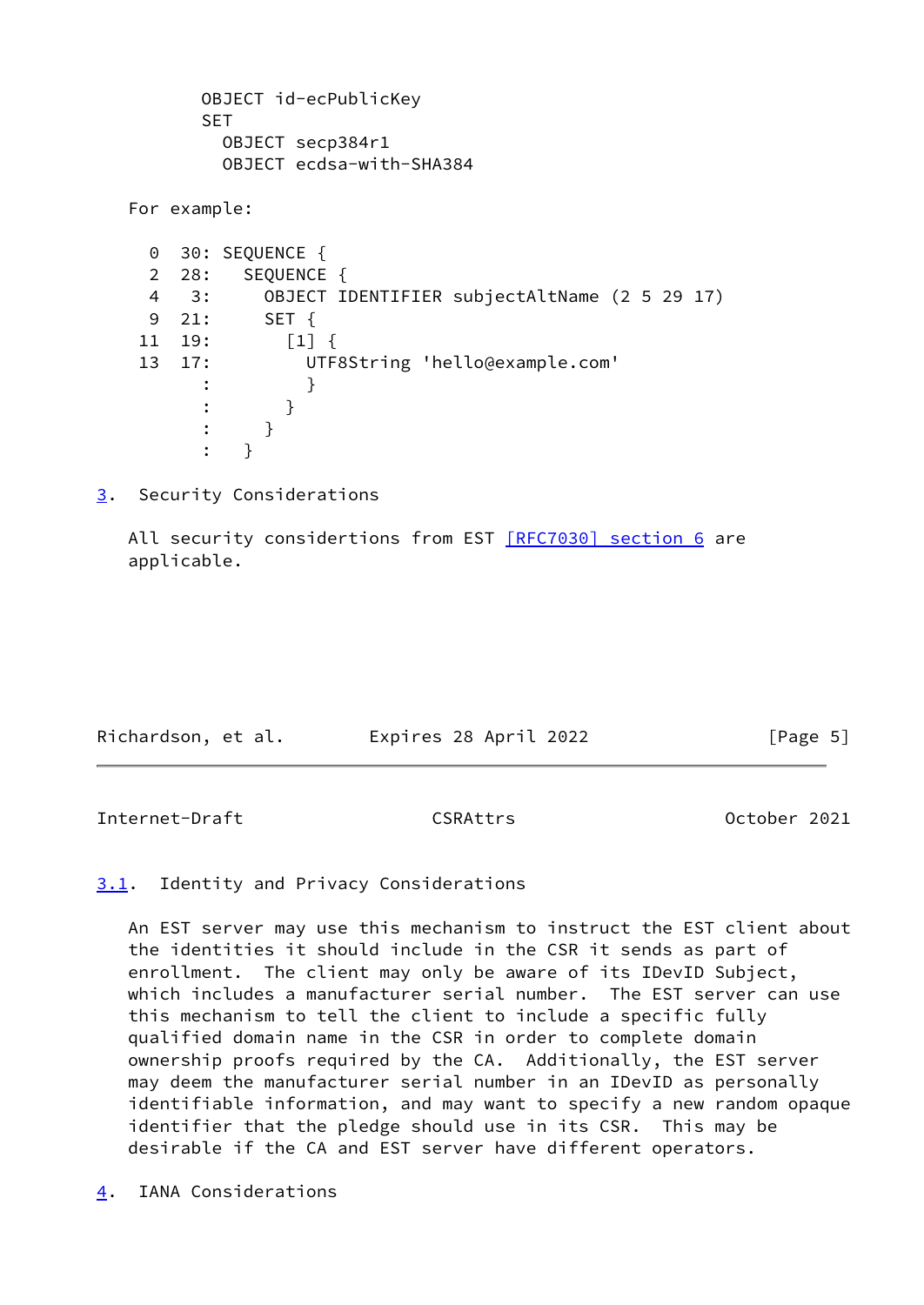```
        OBJECT id-ecPublicKey
        SET
          OBJECT secp384r1
          OBJECT ecdsa-with-SHA384
```

For example:

```
   0  30: SEQUENCE {
   2  28:   SEQUENCE {
   4   3:     OBJECT IDENTIFIER subjectAltName (2 5 29 17)
   9  21:     SET {
  11  19:       [1] {
  13  17:         UTF8String 'hello@example.com'
        :         }
        :       }
        :     }
        :   }
```

## 3. Security Considerations

All security considertions from EST [RFC7030] section 6 are applicable.

### 3.1. Identity and Privacy Considerations

An EST server may use this mechanism to instruct the EST client about the identities it should include in the CSR it sends as part of enrollment. The client may only be aware of its IDevID Subject, which includes a manufacturer serial number. The EST server can use this mechanism to tell the client to include a specific fully qualified domain name in the CSR in order to complete domain ownership proofs required by the CA. Additionally, the EST server may deem the manufacturer serial number in an IDevID as personally identifiable information, and may want to specify a new random opaque identifier that the pledge should use in its CSR. This may be desirable if the CA and EST server have different operators.

## 4. IANA Considerations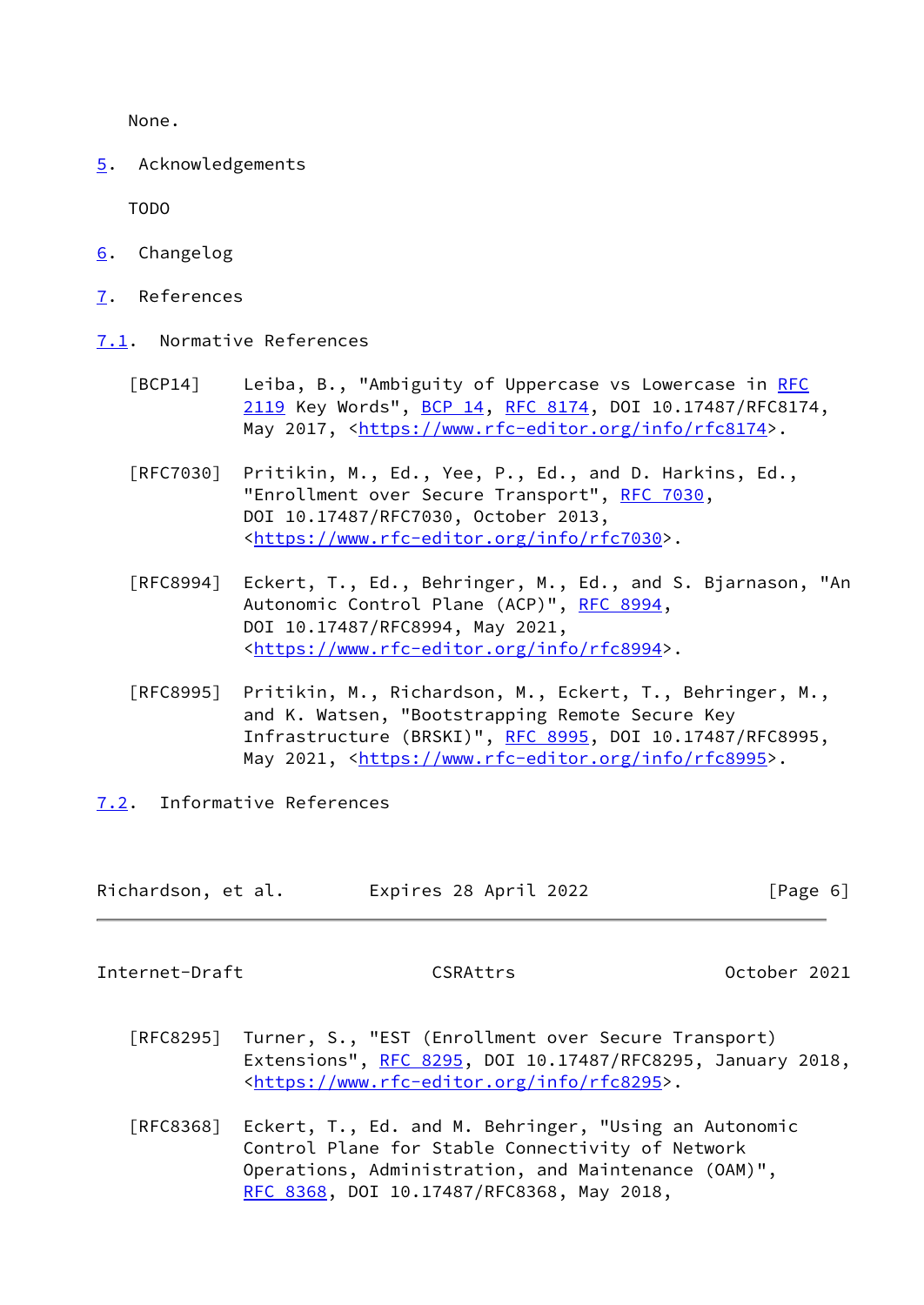None.

## 5. Acknowledgements

TODO

## 6. Changelog

## 7. References

### 7.1. Normative References

[BCP14] Leiba, B., "Ambiguity of Uppercase vs Lowercase in RFC 2119 Key Words", BCP 14, RFC 8174, DOI 10.17487/RFC8174, May 2017, <https://www.rfc-editor.org/info/rfc8174>.

[RFC7030] Pritikin, M., Ed., Yee, P., Ed., and D. Harkins, Ed., "Enrollment over Secure Transport", RFC 7030, DOI 10.17487/RFC7030, October 2013, <https://www.rfc-editor.org/info/rfc7030>.

[RFC8994] Eckert, T., Ed., Behringer, M., Ed., and S. Bjarnason, "An Autonomic Control Plane (ACP)", RFC 8994, DOI 10.17487/RFC8994, May 2021, <https://www.rfc-editor.org/info/rfc8994>.

[RFC8995] Pritikin, M., Richardson, M., Eckert, T., Behringer, M., and K. Watsen, "Bootstrapping Remote Secure Key Infrastructure (BRSKI)", RFC 8995, DOI 10.17487/RFC8995, May 2021, <https://www.rfc-editor.org/info/rfc8995>.

### 7.2. Informative References

[RFC8295] Turner, S., "EST (Enrollment over Secure Transport) Extensions", RFC 8295, DOI 10.17487/RFC8295, January 2018, <https://www.rfc-editor.org/info/rfc8295>.

[RFC8368] Eckert, T., Ed. and M. Behringer, "Using an Autonomic Control Plane for Stable Connectivity of Network Operations, Administration, and Maintenance (OAM)", RFC 8368, DOI 10.17487/RFC8368, May 2018,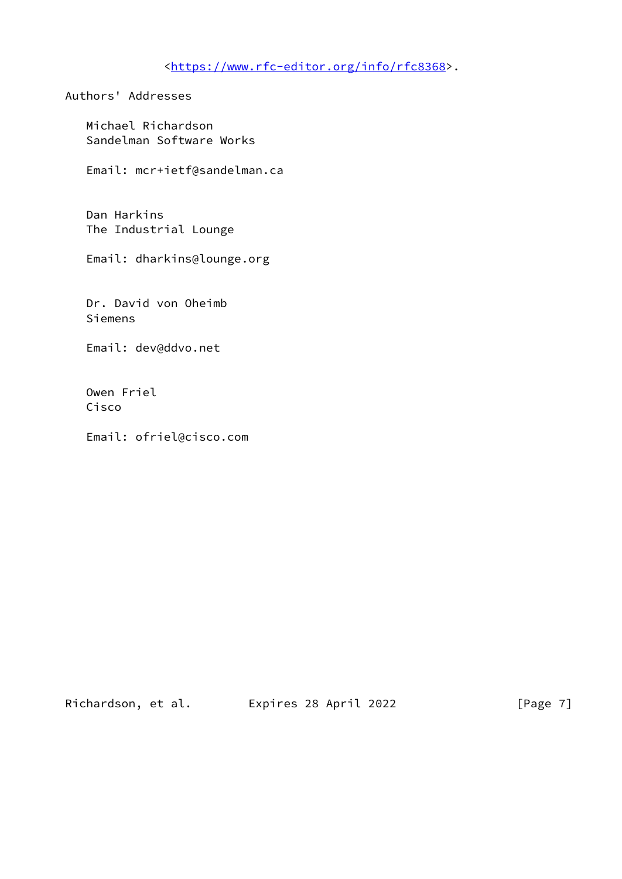<https://www.rfc-editor.org/info/rfc8368>.

## Authors' Addresses

Michael Richardson
Sandelman Software Works

Email: mcr+ietf@sandelman.ca

Dan Harkins
The Industrial Lounge

Email: dharkins@lounge.org

Dr. David von Oheimb
Siemens

Email: dev@ddvo.net

Owen Friel
Cisco

Email: ofriel@cisco.com